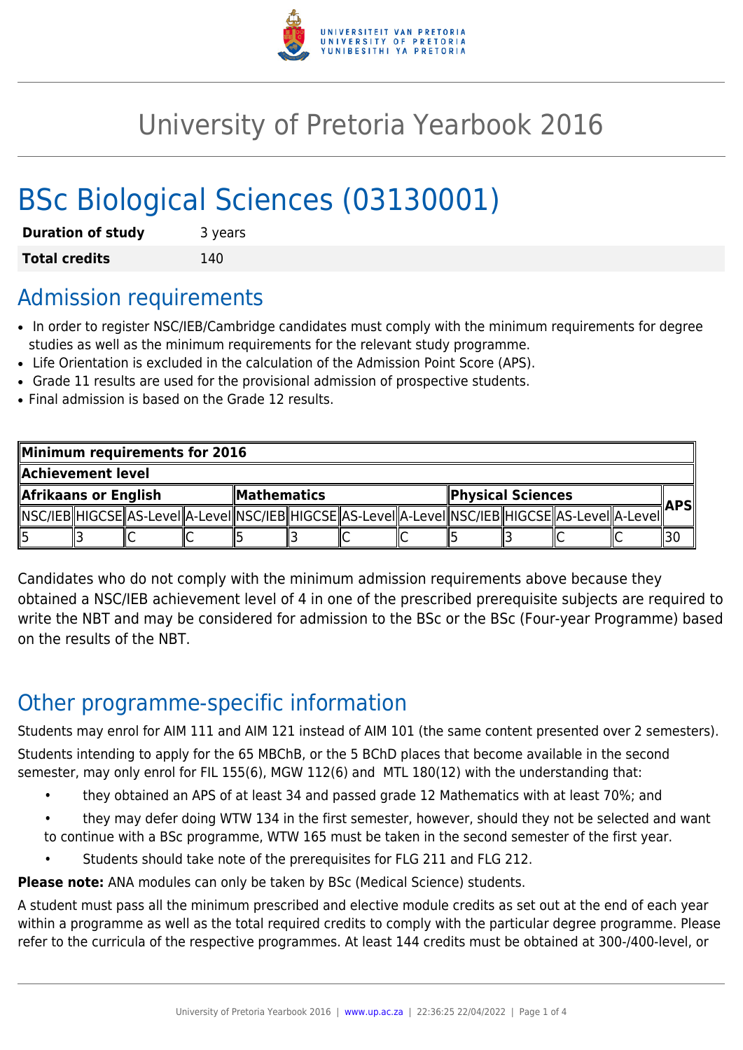# University of Pretoria Yearbook 2016

# BSc Biological Sciences (03130001)

| **Duration of study** | 3 years |
|---|---|
| **Total credits** | 140 |

## Admission requirements

- In order to register NSC/IEB/Cambridge candidates must comply with the minimum requirements for degree studies as well as the minimum requirements for the relevant study programme.
- Life Orientation is excluded in the calculation of the Admission Point Score (APS).
- Grade 11 results are used for the provisional admission of prospective students.
- Final admission is based on the Grade 12 results.

| **Minimum requirements for 2016** | | | | | | | | | | | | |
|---|---|---|---|---|---|---|---|---|---|---|---|---|
| **Achievement level** | | | | | | | | | | | | |
| **Afrikaans or English** | | | | **Mathematics** | | | | **Physical Sciences** | | | | **APS** |
| NSC/IEB | HIGCSE | AS-Level | A-Level | NSC/IEB | HIGCSE | AS-Level | A-Level | NSC/IEB | HIGCSE | AS-Level | A-Level | |
| 5 | 3 | C | C | 5 | 3 | C | C | 5 | 3 | C | C | 30 |

Candidates who do not comply with the minimum admission requirements above because they obtained a NSC/IEB achievement level of 4 in one of the prescribed prerequisite subjects are required to write the NBT and may be considered for admission to the BSc or the BSc (Four-year Programme) based on the results of the NBT.

## Other programme-specific information

Students may enrol for AIM 111 and AIM 121 instead of AIM 101 (the same content presented over 2 semesters).

Students intending to apply for the 65 MBChB, or the 5 BChD places that become available in the second semester, may only enrol for FIL 155(6), MGW 112(6) and MTL 180(12) with the understanding that:

- they obtained an APS of at least 34 and passed grade 12 Mathematics with at least 70%; and
- they may defer doing WTW 134 in the first semester, however, should they not be selected and want to continue with a BSc programme, WTW 165 must be taken in the second semester of the first year.
- Students should take note of the prerequisites for FLG 211 and FLG 212.

**Please note:** ANA modules can only be taken by BSc (Medical Science) students.

A student must pass all the minimum prescribed and elective module credits as set out at the end of each year within a programme as well as the total required credits to comply with the particular degree programme. Please refer to the curricula of the respective programmes. At least 144 credits must be obtained at 300-/400-level, or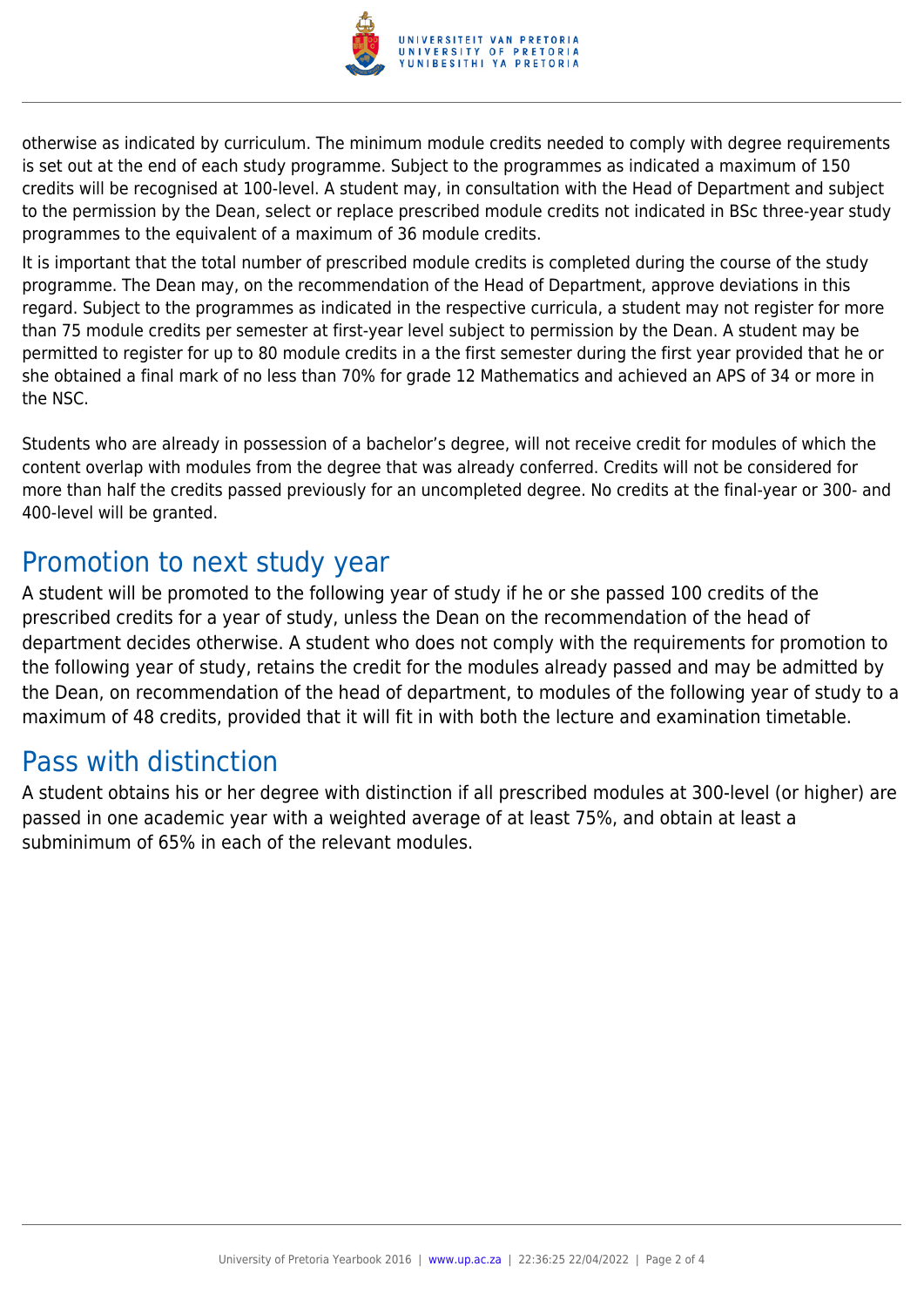otherwise as indicated by curriculum. The minimum module credits needed to comply with degree requirements is set out at the end of each study programme. Subject to the programmes as indicated a maximum of 150 credits will be recognised at 100-level. A student may, in consultation with the Head of Department and subject to the permission by the Dean, select or replace prescribed module credits not indicated in BSc three-year study programmes to the equivalent of a maximum of 36 module credits.

It is important that the total number of prescribed module credits is completed during the course of the study programme. The Dean may, on the recommendation of the Head of Department, approve deviations in this regard. Subject to the programmes as indicated in the respective curricula, a student may not register for more than 75 module credits per semester at first-year level subject to permission by the Dean. A student may be permitted to register for up to 80 module credits in a the first semester during the first year provided that he or she obtained a final mark of no less than 70% for grade 12 Mathematics and achieved an APS of 34 or more in the NSC.

Students who are already in possession of a bachelor's degree, will not receive credit for modules of which the content overlap with modules from the degree that was already conferred. Credits will not be considered for more than half the credits passed previously for an uncompleted degree. No credits at the final-year or 300- and 400-level will be granted.

## Promotion to next study year

A student will be promoted to the following year of study if he or she passed 100 credits of the prescribed credits for a year of study, unless the Dean on the recommendation of the head of department decides otherwise. A student who does not comply with the requirements for promotion to the following year of study, retains the credit for the modules already passed and may be admitted by the Dean, on recommendation of the head of department, to modules of the following year of study to a maximum of 48 credits, provided that it will fit in with both the lecture and examination timetable.

## Pass with distinction

A student obtains his or her degree with distinction if all prescribed modules at 300-level (or higher) are passed in one academic year with a weighted average of at least 75%, and obtain at least a subminimum of 65% in each of the relevant modules.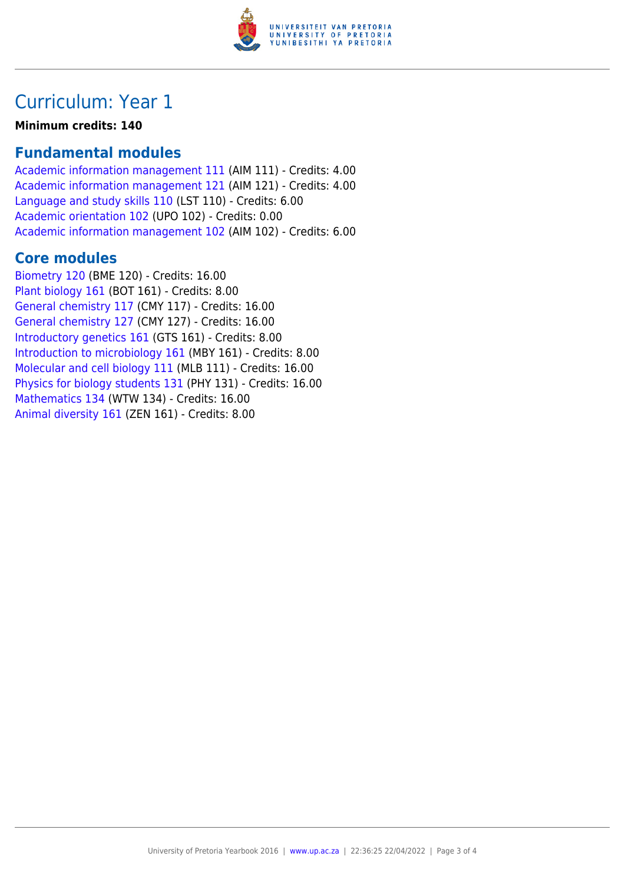# Curriculum: Year 1

**Minimum credits: 140**

## Fundamental modules

Academic information management 111 (AIM 111) - Credits: 4.00
Academic information management 121 (AIM 121) - Credits: 4.00
Language and study skills 110 (LST 110) - Credits: 6.00
Academic orientation 102 (UPO 102) - Credits: 0.00
Academic information management 102 (AIM 102) - Credits: 6.00

## Core modules

Biometry 120 (BME 120) - Credits: 16.00
Plant biology 161 (BOT 161) - Credits: 8.00
General chemistry 117 (CMY 117) - Credits: 16.00
General chemistry 127 (CMY 127) - Credits: 16.00
Introductory genetics 161 (GTS 161) - Credits: 8.00
Introduction to microbiology 161 (MBY 161) - Credits: 8.00
Molecular and cell biology 111 (MLB 111) - Credits: 16.00
Physics for biology students 131 (PHY 131) - Credits: 16.00
Mathematics 134 (WTW 134) - Credits: 16.00
Animal diversity 161 (ZEN 161) - Credits: 8.00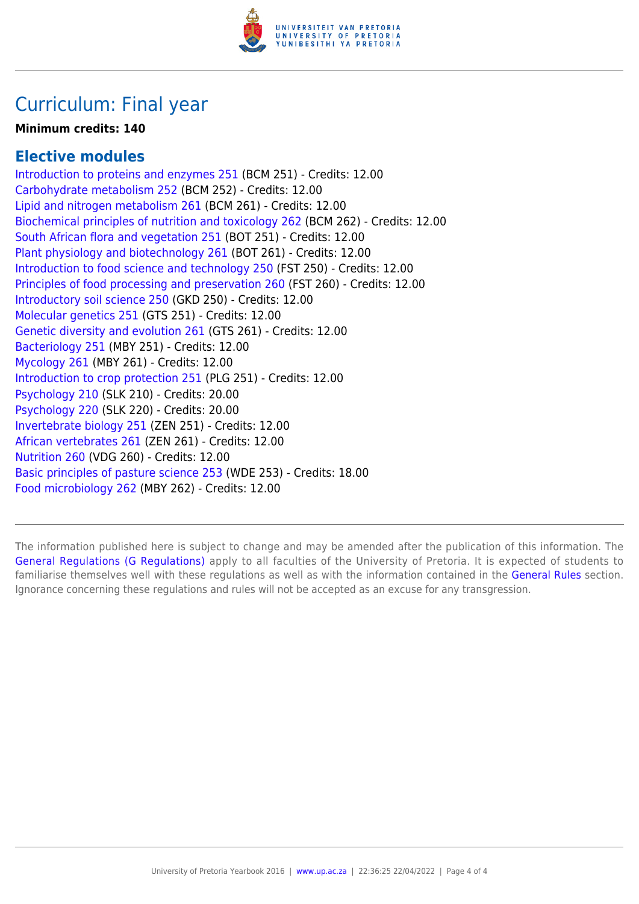# Curriculum: Final year

**Minimum credits: 140**

## Elective modules

Introduction to proteins and enzymes 251 (BCM 251) - Credits: 12.00
Carbohydrate metabolism 252 (BCM 252) - Credits: 12.00
Lipid and nitrogen metabolism 261 (BCM 261) - Credits: 12.00
Biochemical principles of nutrition and toxicology 262 (BCM 262) - Credits: 12.00
South African flora and vegetation 251 (BOT 251) - Credits: 12.00
Plant physiology and biotechnology 261 (BOT 261) - Credits: 12.00
Introduction to food science and technology 250 (FST 250) - Credits: 12.00
Principles of food processing and preservation 260 (FST 260) - Credits: 12.00
Introductory soil science 250 (GKD 250) - Credits: 12.00
Molecular genetics 251 (GTS 251) - Credits: 12.00
Genetic diversity and evolution 261 (GTS 261) - Credits: 12.00
Bacteriology 251 (MBY 251) - Credits: 12.00
Mycology 261 (MBY 261) - Credits: 12.00
Introduction to crop protection 251 (PLG 251) - Credits: 12.00
Psychology 210 (SLK 210) - Credits: 20.00
Psychology 220 (SLK 220) - Credits: 20.00
Invertebrate biology 251 (ZEN 251) - Credits: 12.00
African vertebrates 261 (ZEN 261) - Credits: 12.00
Nutrition 260 (VDG 260) - Credits: 12.00
Basic principles of pasture science 253 (WDE 253) - Credits: 18.00
Food microbiology 262 (MBY 262) - Credits: 12.00

The information published here is subject to change and may be amended after the publication of this information. The General Regulations (G Regulations) apply to all faculties of the University of Pretoria. It is expected of students to familiarise themselves well with these regulations as well as with the information contained in the General Rules section. Ignorance concerning these regulations and rules will not be accepted as an excuse for any transgression.